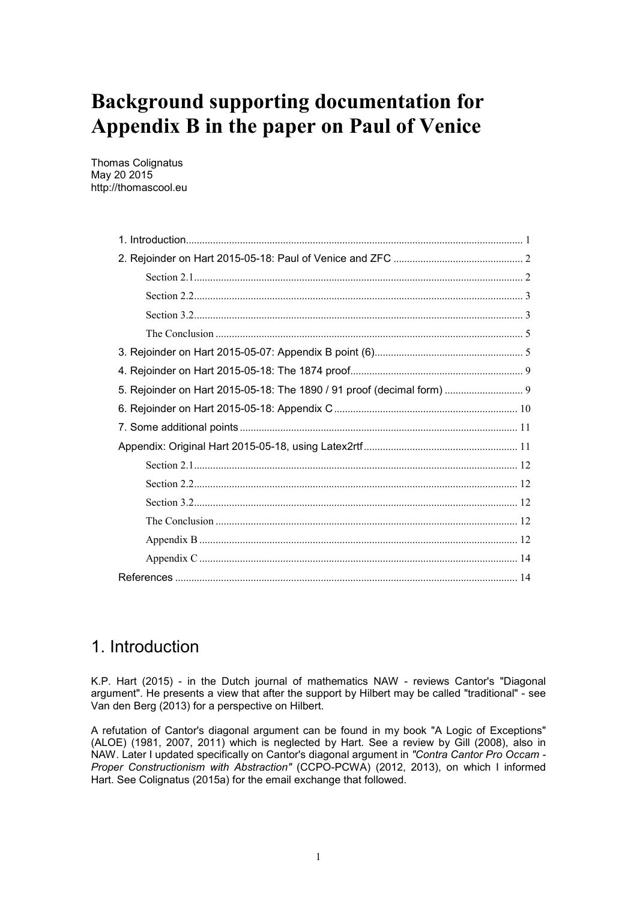# Background supporting documentation for Appendix B in the paper on Paul of Venice

Thomas Colignatus
May 20 2015
http://thomascool.eu

1. Introduction ... 1
2. Rejoinder on Hart 2015-05-18: Paul of Venice and ZFC ... 2
   - Section 2.1 ... 2
   - Section 2.2 ... 3
   - Section 3.2 ... 3
   - The Conclusion ... 5
3. Rejoinder on Hart 2015-05-07: Appendix B point (6) ... 5
4. Rejoinder on Hart 2015-05-18: The 1874 proof ... 9
5. Rejoinder on Hart 2015-05-18: The 1890 / 91 proof (decimal form) ... 9
6. Rejoinder on Hart 2015-05-18: Appendix C ... 10
7. Some additional points ... 11

Appendix: Original Hart 2015-05-18, using Latex2rtf ... 11
   - Section 2.1 ... 12
   - Section 2.2 ... 12
   - Section 3.2 ... 12
   - The Conclusion ... 12
   - Appendix B ... 12
   - Appendix C ... 14

References ... 14

## 1. Introduction

K.P. Hart (2015) - in the Dutch journal of mathematics NAW - reviews Cantor's "Diagonal argument". He presents a view that after the support by Hilbert may be called "traditional" - see Van den Berg (2013) for a perspective on Hilbert.

A refutation of Cantor's diagonal argument can be found in my book "A Logic of Exceptions" (ALOE) (1981, 2007, 2011) which is neglected by Hart. See a review by Gill (2008), also in NAW. Later I updated specifically on Cantor's diagonal argument in *"Contra Cantor Pro Occam - Proper Constructionism with Abstraction"* (CCPO-PCWA) (2012, 2013), on which I informed Hart. See Colignatus (2015a) for the email exchange that followed.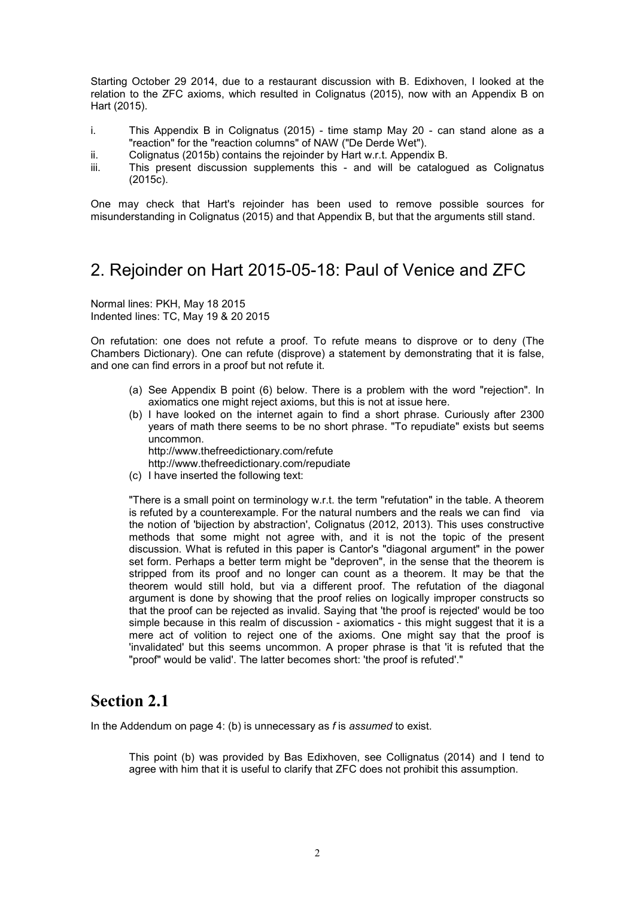Starting October 29 2014, due to a restaurant discussion with B. Edixhoven, I looked at the relation to the ZFC axioms, which resulted in Colignatus (2015), now with an Appendix B on Hart (2015).

i. This Appendix B in Colignatus (2015) - time stamp May 20 - can stand alone as a "reaction" for the "reaction columns" of NAW ("De Derde Wet").
ii. Colignatus (2015b) contains the rejoinder by Hart w.r.t. Appendix B.
iii. This present discussion supplements this - and will be catalogued as Colignatus (2015c).

One may check that Hart's rejoinder has been used to remove possible sources for misunderstanding in Colignatus (2015) and that Appendix B, but that the arguments still stand.

## 2. Rejoinder on Hart 2015-05-18: Paul of Venice and ZFC

Normal lines: PKH, May 18 2015
Indented lines: TC, May 19 & 20 2015

On refutation: one does not refute a proof. To refute means to disprove or to deny (The Chambers Dictionary). One can refute (disprove) a statement by demonstrating that it is false, and one can find errors in a proof but not refute it.

> (a) See Appendix B point (6) below. There is a problem with the word "rejection". In axiomatics one might reject axioms, but this is not at issue here.
>
> (b) I have looked on the internet again to find a short phrase. Curiously after 2300 years of math there seems to be no short phrase. "To repudiate" exists but seems uncommon.
> http://www.thefreedictionary.com/refute
> http://www.thefreedictionary.com/repudiate
>
> (c) I have inserted the following text:
>
> "There is a small point on terminology w.r.t. the term "refutation" in the table. A theorem is refuted by a counterexample. For the natural numbers and the reals we can find via the notion of 'bijection by abstraction', Colignatus (2012, 2013). This uses constructive methods that some might not agree with, and it is not the topic of the present discussion. What is refuted in this paper is Cantor's "diagonal argument" in the power set form. Perhaps a better term might be "deproven", in the sense that the theorem is stripped from its proof and no longer can count as a theorem. It may be that the theorem would still hold, but via a different proof. The refutation of the diagonal argument is done by showing that the proof relies on logically improper constructs so that the proof can be rejected as invalid. Saying that 'the proof is rejected' would be too simple because in this realm of discussion - axiomatics - this might suggest that it is a mere act of volition to reject one of the axioms. One might say that the proof is 'invalidated' but this seems uncommon. A proper phrase is that 'it is refuted that the "proof" would be valid'. The latter becomes short: 'the proof is refuted'."

## Section 2.1

In the Addendum on page 4: (b) is unnecessary as *f* is *assumed* to exist.

> This point (b) was provided by Bas Edixhoven, see Collignatus (2014) and I tend to agree with him that it is useful to clarify that ZFC does not prohibit this assumption.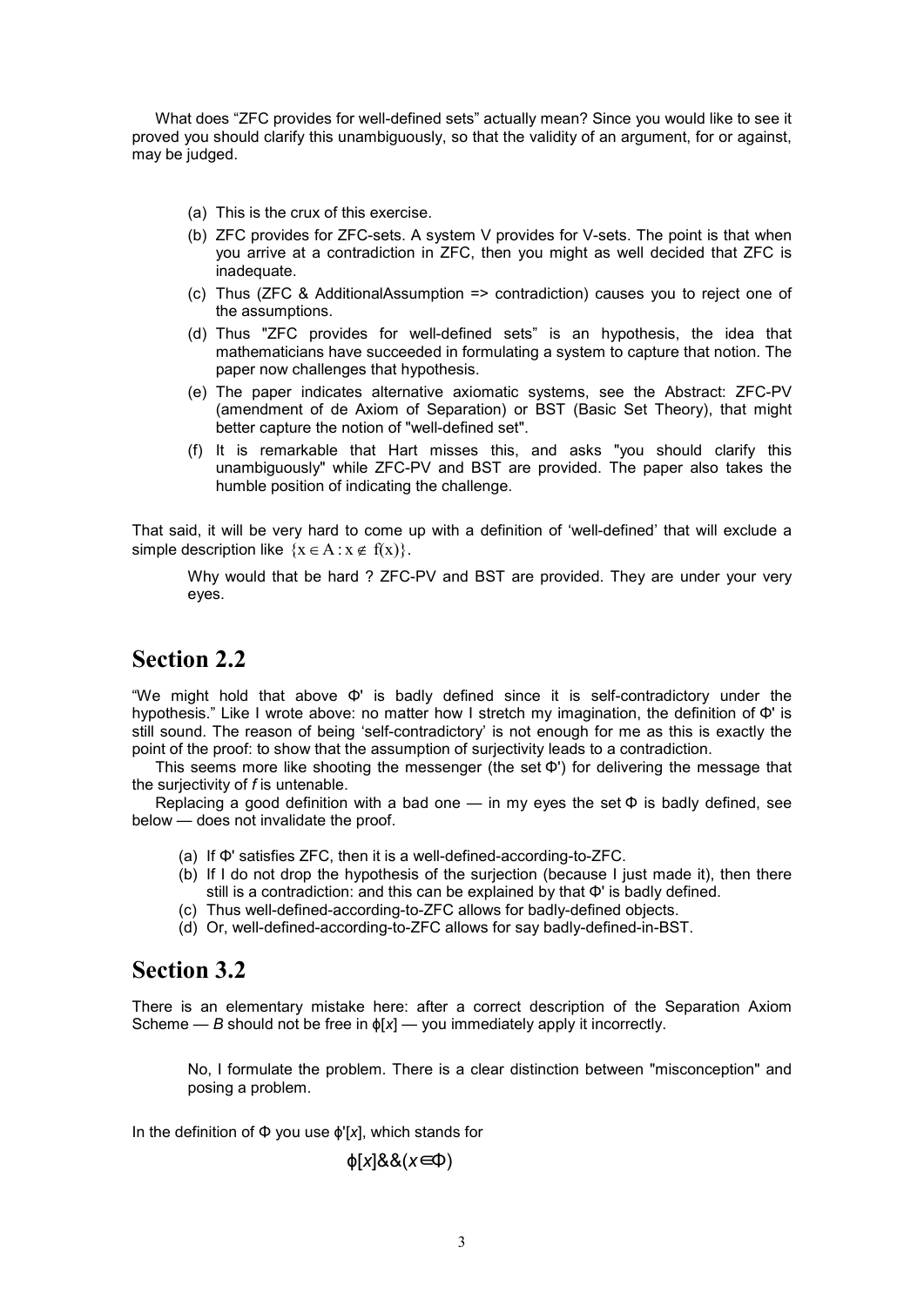What does "ZFC provides for well-defined sets" actually mean? Since you would like to see it proved you should clarify this unambiguously, so that the validity of an argument, for or against, may be judged.

> (a) This is the crux of this exercise.
> (b) ZFC provides for ZFC-sets. A system V provides for V-sets. The point is that when you arrive at a contradiction in ZFC, then you might as well decided that ZFC is inadequate.
> (c) Thus (ZFC & AdditionalAssumption => contradiction) causes you to reject one of the assumptions.
> (d) Thus "ZFC provides for well-defined sets" is an hypothesis, the idea that mathematicians have succeeded in formulating a system to capture that notion. The paper now challenges that hypothesis.
> (e) The paper indicates alternative axiomatic systems, see the Abstract: ZFC-PV (amendment of de Axiom of Separation) or BST (Basic Set Theory), that might better capture the notion of "well-defined set".
> (f) It is remarkable that Hart misses this, and asks "you should clarify this unambiguously" while ZFC-PV and BST are provided. The paper also takes the humble position of indicating the challenge.

That said, it will be very hard to come up with a definition of 'well-defined' that will exclude a simple description like $\{x \in A : x \notin f(x)\}$.

> Why would that be hard ? ZFC-PV and BST are provided. They are under your very eyes.

## Section 2.2

"We might hold that above Φ' is badly defined since it is self-contradictory under the hypothesis." Like I wrote above: no matter how I stretch my imagination, the definition of Φ' is still sound. The reason of being 'self-contradictory' is not enough for me as this is exactly the point of the proof: to show that the assumption of surjectivity leads to a contradiction.

This seems more like shooting the messenger (the set Φ') for delivering the message that the surjectivity of *f* is untenable.

Replacing a good definition with a bad one — in my eyes the set Φ is badly defined, see below — does not invalidate the proof.

> (a) If Φ' satisfies ZFC, then it is a well-defined-according-to-ZFC.
> (b) If I do not drop the hypothesis of the surjection (because I just made it), then there still is a contradiction: and this can be explained by that Φ' is badly defined.
> (c) Thus well-defined-according-to-ZFC allows for badly-defined objects.
> (d) Or, well-defined-according-to-ZFC allows for say badly-defined-in-BST.

## Section 3.2

There is an elementary mistake here: after a correct description of the Separation Axiom Scheme — *B* should not be free in ϕ[*x*] — you immediately apply it incorrectly.

> No, I formulate the problem. There is a clear distinction between "misconception" and posing a problem.

In the definition of Φ you use ϕ'[*x*], which stands for

$$\phi[x] \,\&\&\, (x \in \Phi)$$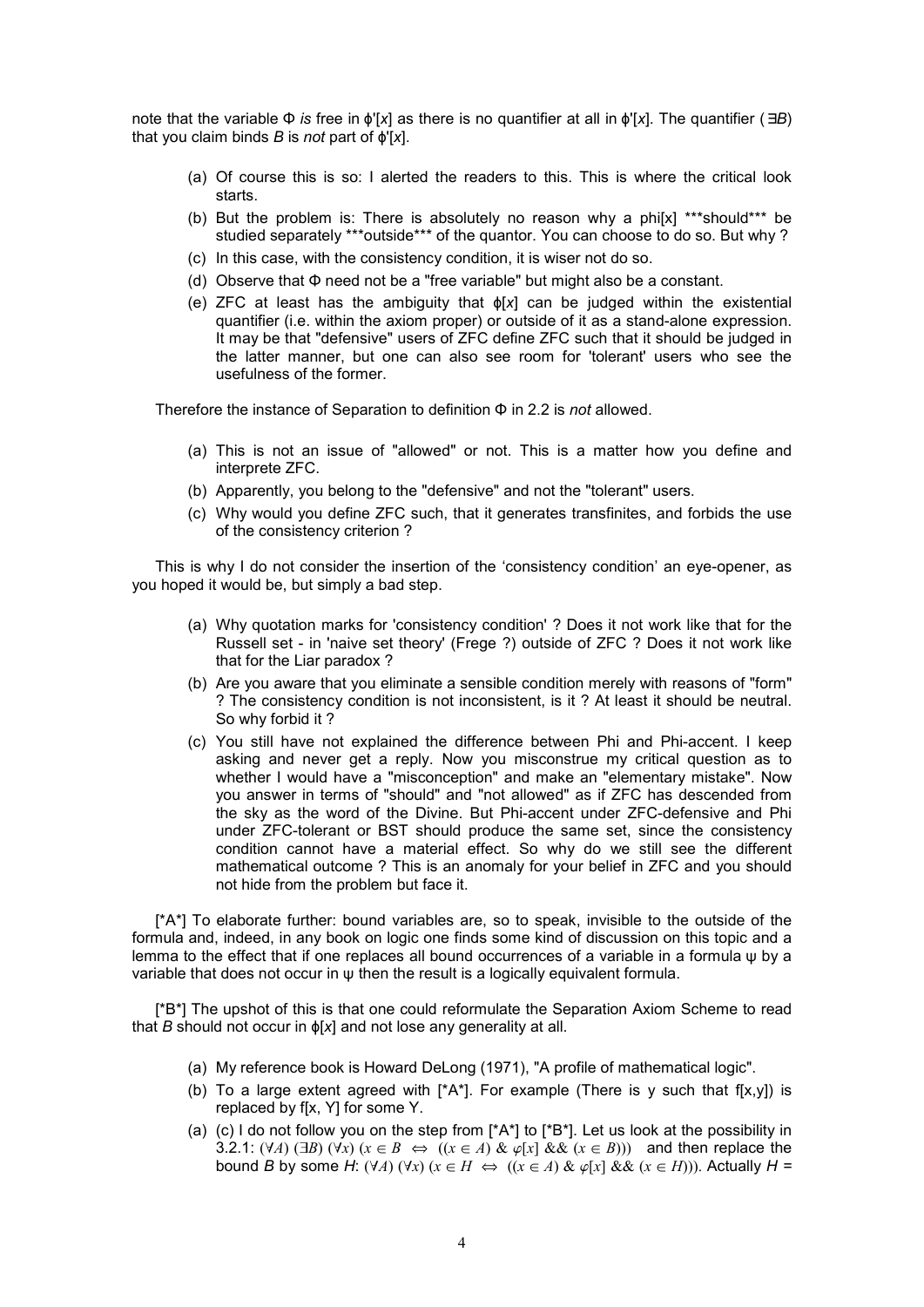note that the variable Φ *is* free in ϕ'[*x*] as there is no quantifier at all in ϕ'[*x*]. The quantifier (∃*B*) that you claim binds *B* is *not* part of ϕ'[*x*].

- (a) Of course this is so: I alerted the readers to this. This is where the critical look starts.
- (b) But the problem is: There is absolutely no reason why a phi[x] ***should*** be studied separately ***outside*** of the quantor. You can choose to do so. But why ?
- (c) In this case, with the consistency condition, it is wiser not do so.
- (d) Observe that Φ need not be a "free variable" but might also be a constant.
- (e) ZFC at least has the ambiguity that ϕ[*x*] can be judged within the existential quantifier (i.e. within the axiom proper) or outside of it as a stand-alone expression. It may be that "defensive" users of ZFC define ZFC such that it should be judged in the latter manner, but one can also see room for 'tolerant' users who see the usefulness of the former.

Therefore the instance of Separation to definition Φ in 2.2 is *not* allowed.

- (a) This is not an issue of "allowed" or not. This is a matter how you define and interprete ZFC.
- (b) Apparently, you belong to the "defensive" and not the "tolerant" users.
- (c) Why would you define ZFC such, that it generates transfinites, and forbids the use of the consistency criterion ?

This is why I do not consider the insertion of the 'consistency condition' an eye-opener, as you hoped it would be, but simply a bad step.

- (a) Why quotation marks for 'consistency condition' ? Does it not work like that for the Russell set - in 'naive set theory' (Frege ?) outside of ZFC ? Does it not work like that for the Liar paradox ?
- (b) Are you aware that you eliminate a sensible condition merely with reasons of "form" ? The consistency condition is not inconsistent, is it ? At least it should be neutral. So why forbid it ?
- (c) You still have not explained the difference between Phi and Phi-accent. I keep asking and never get a reply. Now you misconstrue my critical question as to whether I would have a "misconception" and make an "elementary mistake". Now you answer in terms of "should" and "not allowed" as if ZFC has descended from the sky as the word of the Divine. But Phi-accent under ZFC-defensive and Phi under ZFC-tolerant or BST should produce the same set, since the consistency condition cannot have a material effect. So why do we still see the different mathematical outcome ? This is an anomaly for your belief in ZFC and you should not hide from the problem but face it.

[*A*] To elaborate further: bound variables are, so to speak, invisible to the outside of the formula and, indeed, in any book on logic one finds some kind of discussion on this topic and a lemma to the effect that if one replaces all bound occurrences of a variable in a formula ψ by a variable that does not occur in ψ then the result is a logically equivalent formula.

[*B*] The upshot of this is that one could reformulate the Separation Axiom Scheme to read that *B* should not occur in ϕ[*x*] and not lose any generality at all.

- (a) My reference book is Howard DeLong (1971), "A profile of mathematical logic".
- (b) To a large extent agreed with [*A*]. For example (There is y such that f[x,y]) is replaced by f[x, Y] for some Y.
- (a) (c) I do not follow you on the step from [*A*] to [*B*]. Let us look at the possibility in 3.2.1: $(\forall A)\ (\exists B)\ (\forall x)\ (x \in B \iff ((x \in A)\ \&\ \varphi[x]\ \&\&\ (x \in B)))$ and then replace the bound *B* by some *H*: $(\forall A)\ (\forall x)\ (x \in H \iff ((x \in A)\ \&\ \varphi[x]\ \&\&\ (x \in H)))$. Actually *H* =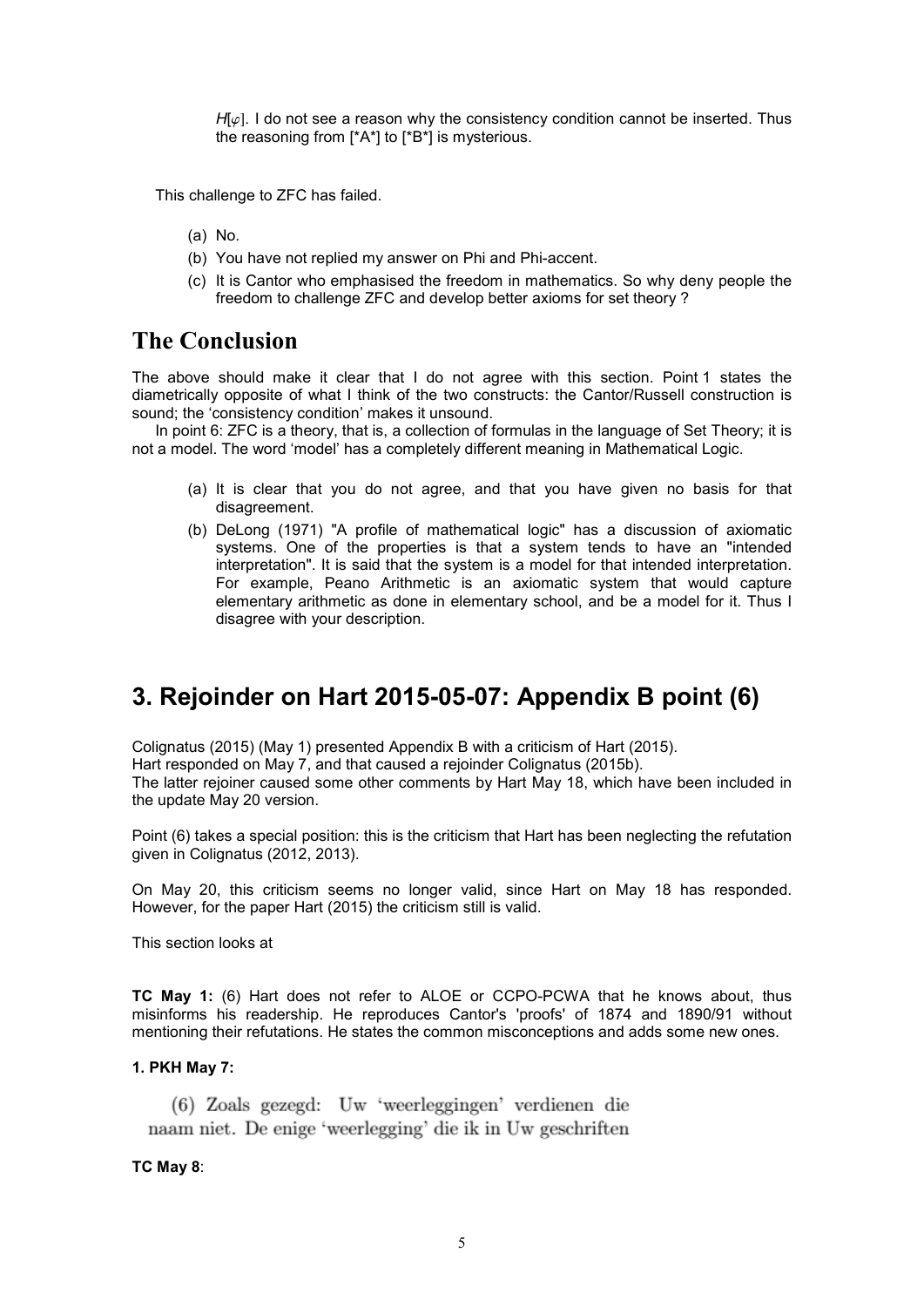> $H[\varphi]$. I do not see a reason why the consistency condition cannot be inserted. Thus the reasoning from [*A*] to [*B*] is mysterious.

This challenge to ZFC has failed.

- (a) No.
- (b) You have not replied my answer on Phi and Phi-accent.
- (c) It is Cantor who emphasised the freedom in mathematics. So why deny people the freedom to challenge ZFC and develop better axioms for set theory ?

## The Conclusion

The above should make it clear that I do not agree with this section. Point 1 states the diametrically opposite of what I think of the two constructs: the Cantor/Russell construction is sound; the 'consistency condition' makes it unsound.

In point 6: ZFC is a theory, that is, a collection of formulas in the language of Set Theory; it is not a model. The word 'model' has a completely different meaning in Mathematical Logic.

- (a) It is clear that you do not agree, and that you have given no basis for that disagreement.
- (b) DeLong (1971) "A profile of mathematical logic" has a discussion of axiomatic systems. One of the properties is that a system tends to have an "intended interpretation". It is said that the system is a model for that intended interpretation. For example, Peano Arithmetic is an axiomatic system that would capture elementary arithmetic as done in elementary school, and be a model for it. Thus I disagree with your description.

# 3. Rejoinder on Hart 2015-05-07: Appendix B point (6)

Colignatus (2015) (May 1) presented Appendix B with a criticism of Hart (2015).
Hart responded on May 7, and that caused a rejoinder Colignatus (2015b).
The latter rejoiner caused some other comments by Hart May 18, which have been included in the update May 20 version.

Point (6) takes a special position: this is the criticism that Hart has been neglecting the refutation given in Colignatus (2012, 2013).

On May 20, this criticism seems no longer valid, since Hart on May 18 has responded. However, for the paper Hart (2015) the criticism still is valid.

This section looks at

**TC May 1:** (6) Hart does not refer to ALOE or CCPO-PCWA that he knows about, thus misinforms his readership. He reproduces Cantor's 'proofs' of 1874 and 1890/91 without mentioning their refutations. He states the common misconceptions and adds some new ones.

**1. PKH May 7:**

(6) Zoals gezegd: Uw 'weerleggingen' verdienen die naam niet. De enige 'weerlegging' die ik in Uw geschriften

**TC May 8**: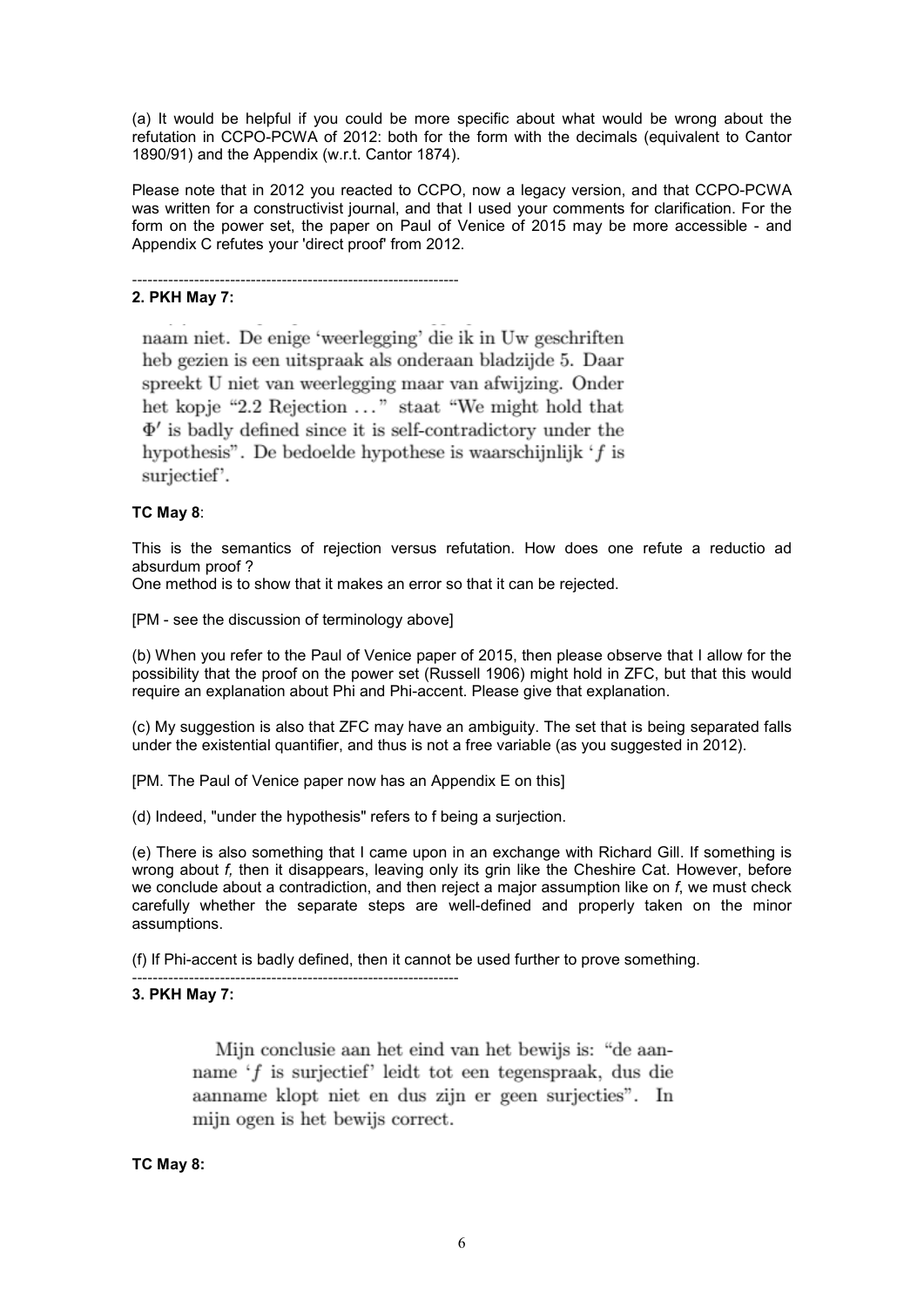(a) It would be helpful if you could be more specific about what would be wrong about the refutation in CCPO-PCWA of 2012: both for the form with the decimals (equivalent to Cantor 1890/91) and the Appendix (w.r.t. Cantor 1874).

Please note that in 2012 you reacted to CCPO, now a legacy version, and that CCPO-PCWA was written for a constructivist journal, and that I used your comments for clarification. For the form on the power set, the paper on Paul of Venice of 2015 may be more accessible - and Appendix C refutes your 'direct proof' from 2012.

----------------------------------------------------------------

**2. PKH May 7:**

> naam niet. De enige 'weerlegging' die ik in Uw geschriften heb gezien is een uitspraak als onderaan bladzijde 5. Daar spreekt U niet van weerlegging maar van afwijzing. Onder het kopje "2.2 Rejection ..." staat "We might hold that $\Phi'$ is badly defined since it is self-contradictory under the hypothesis". De bedoelde hypothese is waarschijnlijk '$f$ is surjectief'.

**TC May 8**:

This is the semantics of rejection versus refutation. How does one refute a reductio ad absurdum proof ?
One method is to show that it makes an error so that it can be rejected.

[PM - see the discussion of terminology above]

(b) When you refer to the Paul of Venice paper of 2015, then please observe that I allow for the possibility that the proof on the power set (Russell 1906) might hold in ZFC, but that this would require an explanation about Phi and Phi-accent. Please give that explanation.

(c) My suggestion is also that ZFC may have an ambiguity. The set that is being separated falls under the existential quantifier, and thus is not a free variable (as you suggested in 2012).

[PM. The Paul of Venice paper now has an Appendix E on this]

(d) Indeed, "under the hypothesis" refers to f being a surjection.

(e) There is also something that I came upon in an exchange with Richard Gill. If something is wrong about *f,* then it disappears, leaving only its grin like the Cheshire Cat. However, before we conclude about a contradiction, and then reject a major assumption like on *f*, we must check carefully whether the separate steps are well-defined and properly taken on the minor assumptions.

(f) If Phi-accent is badly defined, then it cannot be used further to prove something.

----------------------------------------------------------------

**3. PKH May 7:**

> Mijn conclusie aan het eind van het bewijs is: "de aanname '$f$ is surjectief' leidt tot een tegenspraak, dus die aanname klopt niet en dus zijn er geen surjecties". In mijn ogen is het bewijs correct.

**TC May 8:**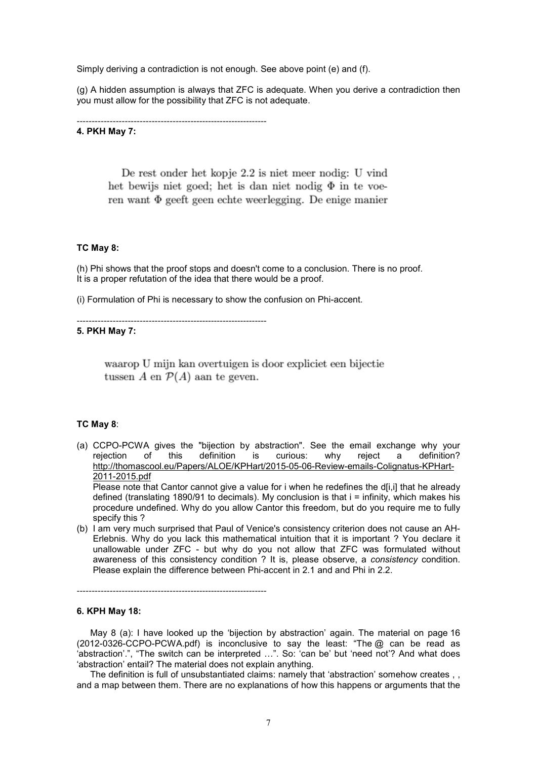Simply deriving a contradiction is not enough. See above point (e) and (f).

(g) A hidden assumption is always that ZFC is adequate. When you derive a contradiction then you must allow for the possibility that ZFC is not adequate.

----------------------------------------------------------------

**4. PKH May 7:**

> De rest onder het kopje 2.2 is niet meer nodig: U vind het bewijs niet goed; het is dan niet nodig $\Phi$ in te voeren want $\Phi$ geeft geen echte weerlegging. De enige manier

**TC May 8:**

(h) Phi shows that the proof stops and doesn't come to a conclusion. There is no proof. It is a proper refutation of the idea that there would be a proof.

(i) Formulation of Phi is necessary to show the confusion on Phi-accent.

----------------------------------------------------------------

**5. PKH May 7:**

> waarop U mijn kan overtuigen is door expliciet een bijectie tussen $A$ en $\mathcal{P}(A)$ aan te geven.

**TC May 8**:

(a) CCPO-PCWA gives the "bijection by abstraction". See the email exchange why your rejection of this definition is curious: why reject a definition? http://thomascool.eu/Papers/ALOE/KPHart/2015-05-06-Review-emails-Colignatus-KPHart-2011-2015.pdf
Please note that Cantor cannot give a value for i when he redefines the d[i,i] that he already defined (translating 1890/91 to decimals). My conclusion is that i = infinity, which makes his procedure undefined. Why do you allow Cantor this freedom, but do you require me to fully specify this ?

(b) I am very much surprised that Paul of Venice's consistency criterion does not cause an AH-Erlebnis. Why do you lack this mathematical intuition that it is important ? You declare it unallowable under ZFC - but why do you not allow that ZFC was formulated without awareness of this consistency condition ? It is, please observe, a *consistency* condition. Please explain the difference between Phi-accent in 2.1 and and Phi in 2.2.

----------------------------------------------------------------

**6. KPH May 18:**

May 8 (a): I have looked up the 'bijection by abstraction' again. The material on page 16 (2012-0326-CCPO-PCWA.pdf) is inconclusive to say the least: "The @ can be read as 'abstraction'.", "The switch can be interpreted …". So: 'can be' but 'need not'? And what does 'abstraction' entail? The material does not explain anything.

The definition is full of unsubstantiated claims: namely that 'abstraction' somehow creates , , and a map between them. There are no explanations of how this happens or arguments that the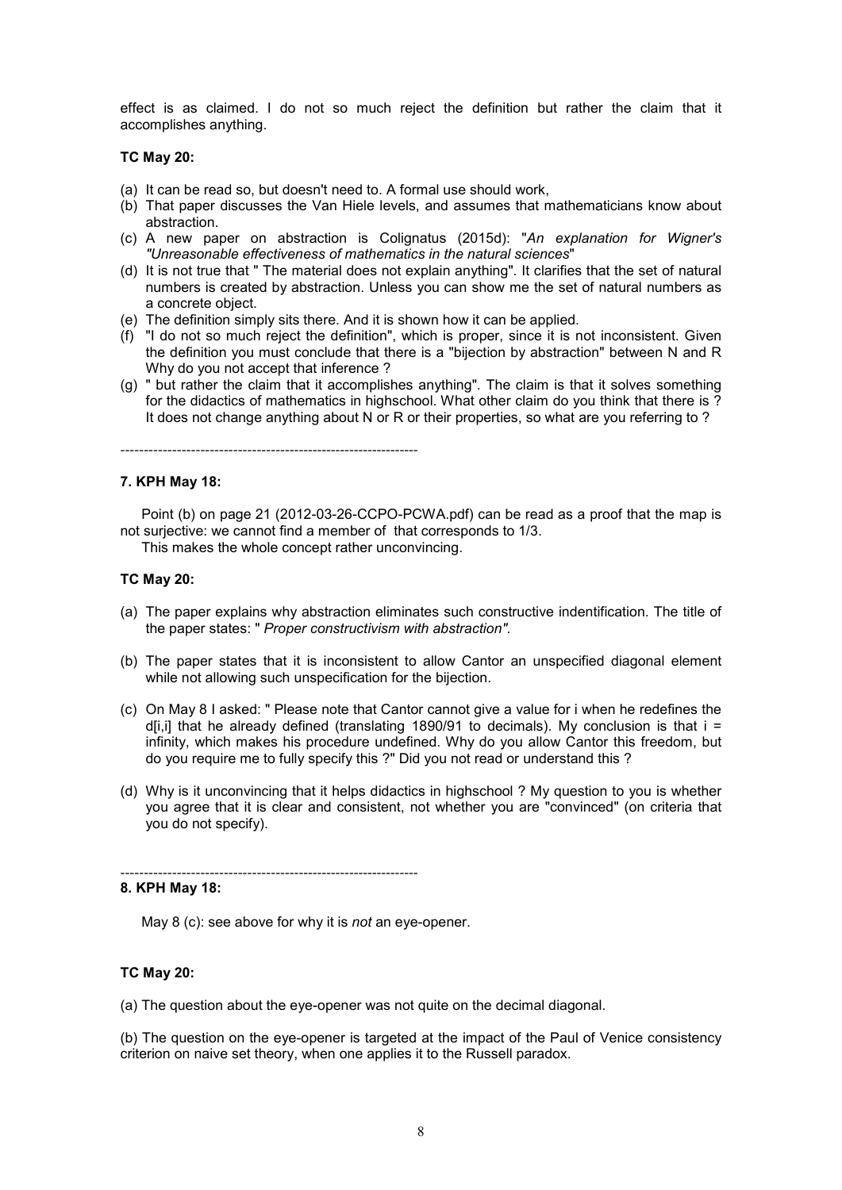effect is as claimed. I do not so much reject the definition but rather the claim that it accomplishes anything.

**TC May 20:**

(a) It can be read so, but doesn't need to. A formal use should work,
(b) That paper discusses the Van Hiele levels, and assumes that mathematicians know about abstraction.
(c) A new paper on abstraction is Colignatus (2015d): "*An explanation for Wigner's "Unreasonable effectiveness of mathematics in the natural sciences*"
(d) It is not true that " The material does not explain anything". It clarifies that the set of natural numbers is created by abstraction. Unless you can show me the set of natural numbers as a concrete object.
(e) The definition simply sits there. And it is shown how it can be applied.
(f) "I do not so much reject the definition", which is proper, since it is not inconsistent. Given the definition you must conclude that there is a "bijection by abstraction" between N and R Why do you not accept that inference ?
(g) " but rather the claim that it accomplishes anything". The claim is that it solves something for the didactics of mathematics in highschool. What other claim do you think that there is ? It does not change anything about N or R or their properties, so what are you referring to ?

----------------------------------------------------------------

**7. KPH May 18:**

Point (b) on page 21 (2012-03-26-CCPO-PCWA.pdf) can be read as a proof that the map is not surjective: we cannot find a member of  that corresponds to 1/3.

This makes the whole concept rather unconvincing.

**TC May 20:**

(a) The paper explains why abstraction eliminates such constructive indentification. The title of the paper states: " *Proper constructivism with abstraction".*

(b) The paper states that it is inconsistent to allow Cantor an unspecified diagonal element while not allowing such unspecification for the bijection.

(c) On May 8 I asked: " Please note that Cantor cannot give a value for i when he redefines the d[i,i] that he already defined (translating 1890/91 to decimals). My conclusion is that i = infinity, which makes his procedure undefined. Why do you allow Cantor this freedom, but do you require me to fully specify this ?" Did you not read or understand this ?

(d) Why is it unconvincing that it helps didactics in highschool ? My question to you is whether you agree that it is clear and consistent, not whether you are "convinced" (on criteria that you do not specify).

----------------------------------------------------------------

**8. KPH May 18:**

May 8 (c): see above for why it is *not* an eye-opener.

**TC May 20:**

(a) The question about the eye-opener was not quite on the decimal diagonal.

(b) The question on the eye-opener is targeted at the impact of the Paul of Venice consistency criterion on naive set theory, when one applies it to the Russell paradox.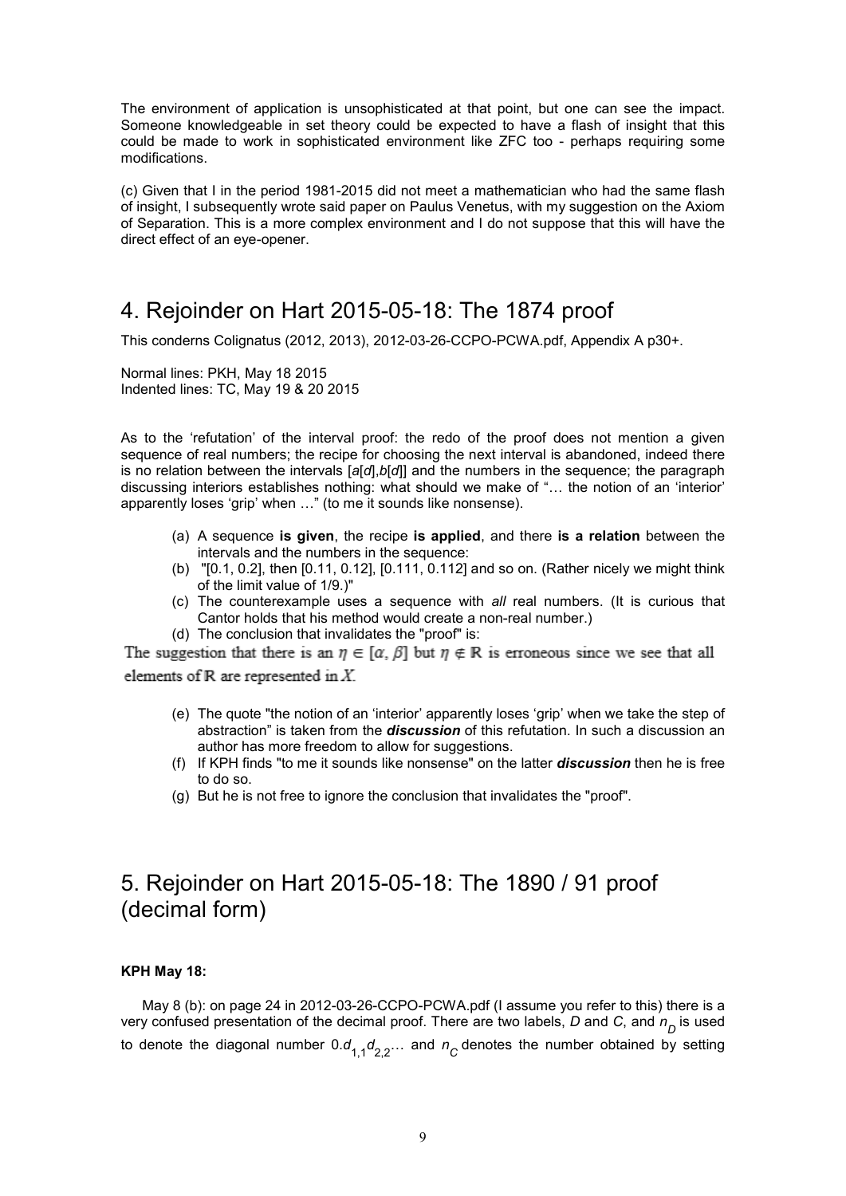The environment of application is unsophisticated at that point, but one can see the impact. Someone knowledgeable in set theory could be expected to have a flash of insight that this could be made to work in sophisticated environment like ZFC too - perhaps requiring some modifications.

(c) Given that I in the period 1981-2015 did not meet a mathematician who had the same flash of insight, I subsequently wrote said paper on Paulus Venetus, with my suggestion on the Axiom of Separation. This is a more complex environment and I do not suppose that this will have the direct effect of an eye-opener.

# 4. Rejoinder on Hart 2015-05-18: The 1874 proof

This conderns Colignatus (2012, 2013), 2012-03-26-CCPO-PCWA.pdf, Appendix A p30+.

Normal lines: PKH, May 18 2015
Indented lines: TC, May 19 & 20 2015

As to the 'refutation' of the interval proof: the redo of the proof does not mention a given sequence of real numbers; the recipe for choosing the next interval is abandoned, indeed there is no relation between the intervals [*a*[*d*],*b*[*d*]] and the numbers in the sequence; the paragraph discussing interiors establishes nothing: what should we make of "… the notion of an 'interior' apparently loses 'grip' when …" (to me it sounds like nonsense).

> (a) A sequence **is given**, the recipe **is applied**, and there **is a relation** between the intervals and the numbers in the sequence:
> (b) "[0.1, 0.2], then [0.11, 0.12], [0.111, 0.112] and so on. (Rather nicely we might think of the limit value of 1/9.)"
> (c) The counterexample uses a sequence with *all* real numbers. (It is curious that Cantor holds that his method would create a non-real number.)
> (d) The conclusion that invalidates the "proof" is:
>
> The suggestion that there is an $\eta \in [\alpha, \beta]$ but $\eta \notin \mathbb{R}$ is erroneous since we see that all elements of $\mathbb{R}$ are represented in $X$.
>
> (e) The quote "the notion of an 'interior' apparently loses 'grip' when we take the step of abstraction" is taken from the ***discussion*** of this refutation. In such a discussion an author has more freedom to allow for suggestions.
> (f) If KPH finds "to me it sounds like nonsense" on the latter ***discussion*** then he is free to do so.
> (g) But he is not free to ignore the conclusion that invalidates the "proof".

# 5. Rejoinder on Hart 2015-05-18: The 1890 / 91 proof (decimal form)

**KPH May 18:**

May 8 (b): on page 24 in 2012-03-26-CCPO-PCWA.pdf (I assume you refer to this) there is a very confused presentation of the decimal proof. There are two labels, *D* and *C*, and $n_D$ is used to denote the diagonal number $0.d_{1,1}d_{2,2}\ldots$ and $n_C$ denotes the number obtained by setting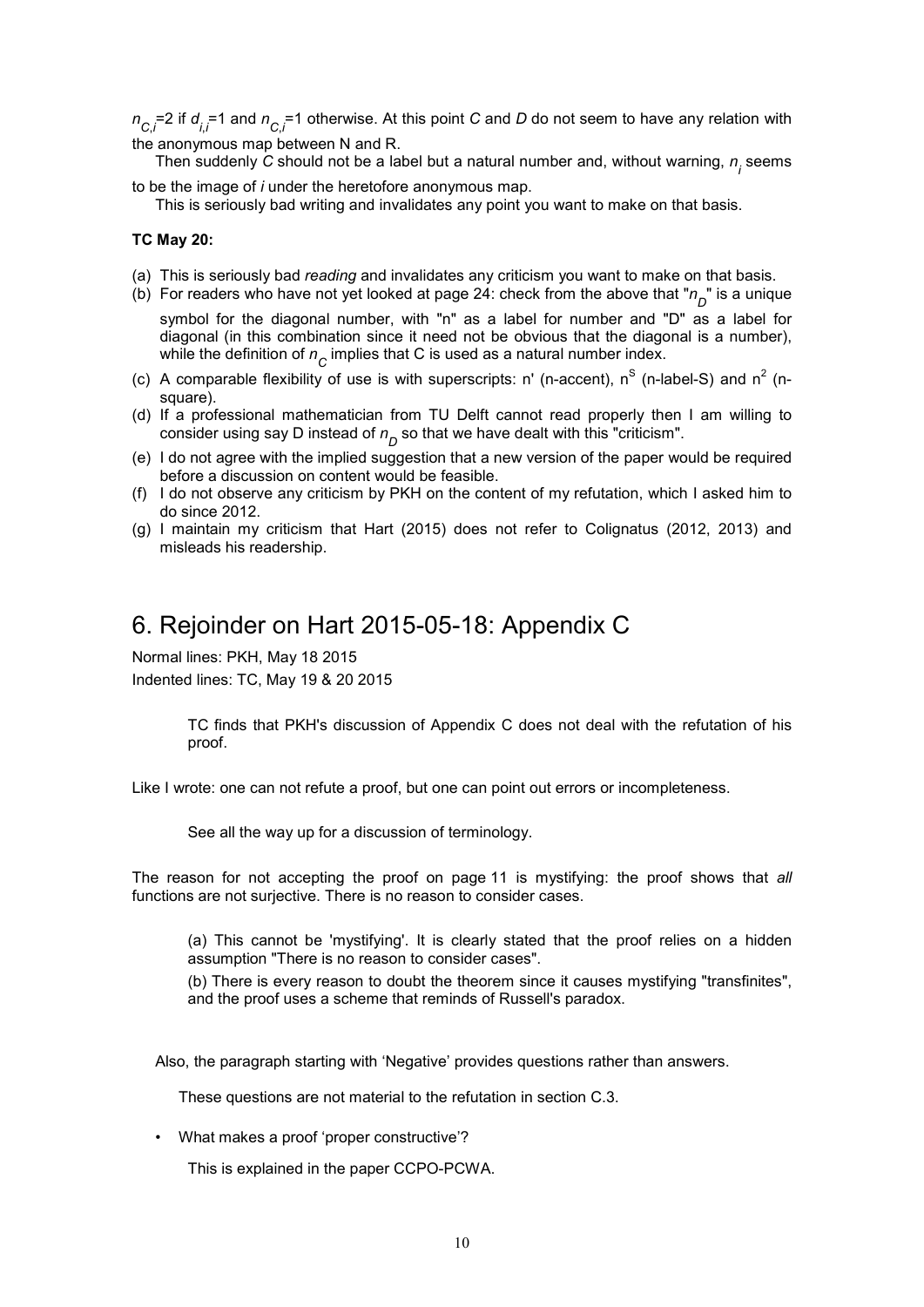$n_{C,i}$=2 if $d_{i,i}$=1 and $n_{C,i}$=1 otherwise. At this point *C* and *D* do not seem to have any relation with the anonymous map between N and R.

Then suddenly *C* should not be a label but a natural number and, without warning, $n_i$ seems to be the image of *i* under the heretofore anonymous map.

This is seriously bad writing and invalidates any point you want to make on that basis.

**TC May 20:**

(a) This is seriously bad *reading* and invalidates any criticism you want to make on that basis.
(b) For readers who have not yet looked at page 24: check from the above that "$n_D$" is a unique symbol for the diagonal number, with "n" as a label for number and "D" as a label for diagonal (in this combination since it need not be obvious that the diagonal is a number), while the definition of $n_C$ implies that C is used as a natural number index.
(c) A comparable flexibility of use is with superscripts: n' (n-accent), $n^S$ (n-label-S) and $n^2$ (n-square).
(d) If a professional mathematician from TU Delft cannot read properly then I am willing to consider using say D instead of $n_D$ so that we have dealt with this "criticism".
(e) I do not agree with the implied suggestion that a new version of the paper would be required before a discussion on content would be feasible.
(f) I do not observe any criticism by PKH on the content of my refutation, which I asked him to do since 2012.
(g) I maintain my criticism that Hart (2015) does not refer to Colignatus (2012, 2013) and misleads his readership.

# 6. Rejoinder on Hart 2015-05-18: Appendix C

Normal lines: PKH, May 18 2015

Indented lines: TC, May 19 & 20 2015

> TC finds that PKH's discussion of Appendix C does not deal with the refutation of his proof.

Like I wrote: one can not refute a proof, but one can point out errors or incompleteness.

> See all the way up for a discussion of terminology.

The reason for not accepting the proof on page 11 is mystifying: the proof shows that *all* functions are not surjective. There is no reason to consider cases.

> (a) This cannot be 'mystifying'. It is clearly stated that the proof relies on a hidden assumption "There is no reason to consider cases".
>
> (b) There is every reason to doubt the theorem since it causes mystifying "transfinites", and the proof uses a scheme that reminds of Russell's paradox.

Also, the paragraph starting with 'Negative' provides questions rather than answers.

> These questions are not material to the refutation in section C.3.

- What makes a proof 'proper constructive'?

> This is explained in the paper CCPO-PCWA.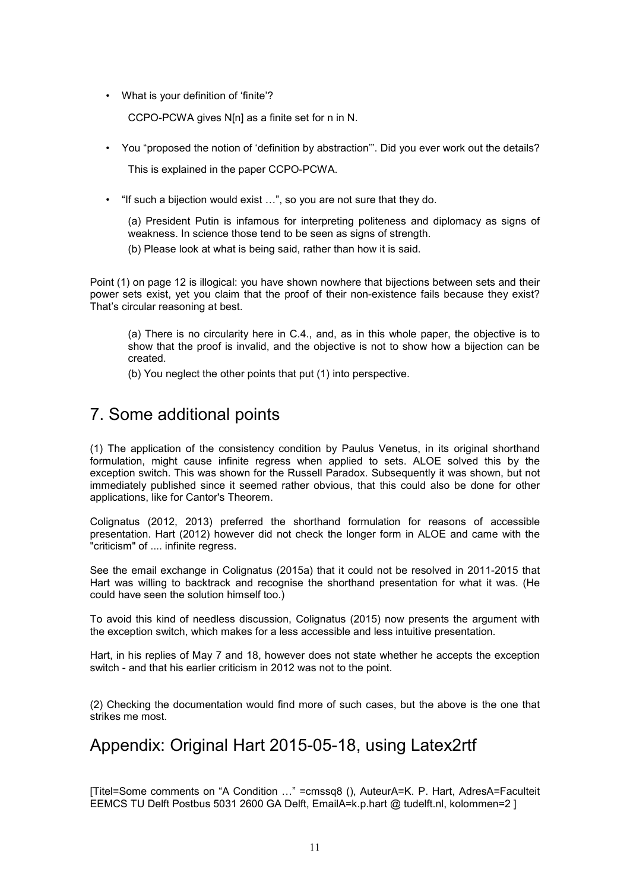- What is your definition of ‘finite’?

  CCPO-PCWA gives N[n] as a finite set for n in N.

- You “proposed the notion of ‘definition by abstraction’”. Did you ever work out the details?

  This is explained in the paper CCPO-PCWA.

- “If such a bijection would exist …”, so you are not sure that they do.

  (a) President Putin is infamous for interpreting politeness and diplomacy as signs of weakness. In science those tend to be seen as signs of strength.

  (b) Please look at what is being said, rather than how it is said.

Point (1) on page 12 is illogical: you have shown nowhere that bijections between sets and their power sets exist, yet you claim that the proof of their non-existence fails because they exist? That’s circular reasoning at best.

> (a) There is no circularity here in C.4., and, as in this whole paper, the objective is to show that the proof is invalid, and the objective is not to show how a bijection can be created.
>
> (b) You neglect the other points that put (1) into perspective.

# 7. Some additional points

(1) The application of the consistency condition by Paulus Venetus, in its original shorthand formulation, might cause infinite regress when applied to sets. ALOE solved this by the exception switch. This was shown for the Russell Paradox. Subsequently it was shown, but not immediately published since it seemed rather obvious, that this could also be done for other applications, like for Cantor's Theorem.

Colignatus (2012, 2013) preferred the shorthand formulation for reasons of accessible presentation. Hart (2012) however did not check the longer form in ALOE and came with the "criticism" of .... infinite regress.

See the email exchange in Colignatus (2015a) that it could not be resolved in 2011-2015 that Hart was willing to backtrack and recognise the shorthand presentation for what it was. (He could have seen the solution himself too.)

To avoid this kind of needless discussion, Colignatus (2015) now presents the argument with the exception switch, which makes for a less accessible and less intuitive presentation.

Hart, in his replies of May 7 and 18, however does not state whether he accepts the exception switch - and that his earlier criticism in 2012 was not to the point.

(2) Checking the documentation would find more of such cases, but the above is the one that strikes me most.

# Appendix: Original Hart 2015-05-18, using Latex2rtf

[Titel=Some comments on “A Condition …” =cmssq8 (), AuteurA=K. P. Hart, AdresA=Faculteit EEMCS TU Delft Postbus 5031 2600 GA Delft, EmailA=k.p.hart @ tudelft.nl, kolommen=2 ]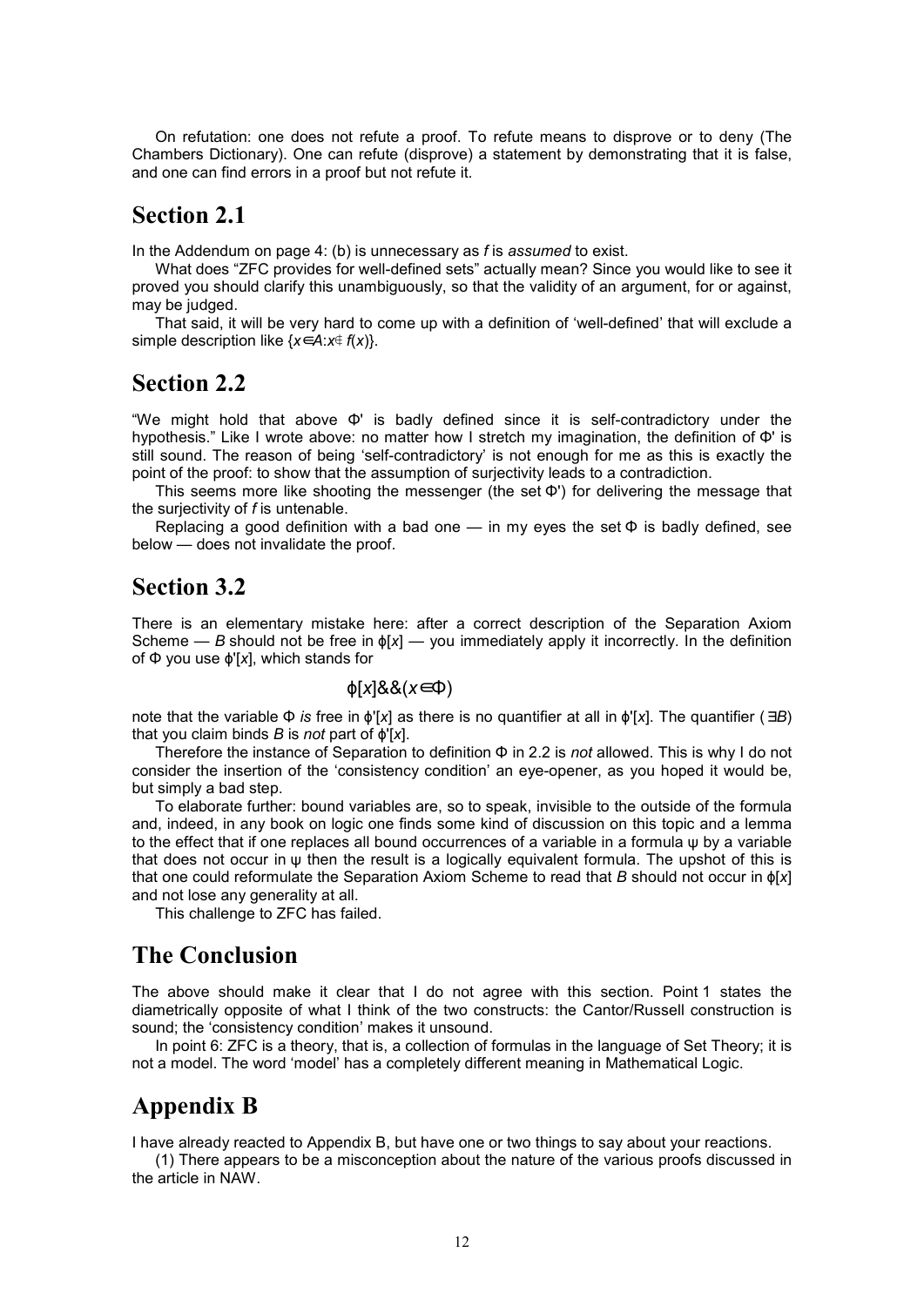On refutation: one does not refute a proof. To refute means to disprove or to deny (The Chambers Dictionary). One can refute (disprove) a statement by demonstrating that it is false, and one can find errors in a proof but not refute it.

## Section 2.1

In the Addendum on page 4: (b) is unnecessary as $f$ is *assumed* to exist.

What does "ZFC provides for well-defined sets" actually mean? Since you would like to see it proved you should clarify this unambiguously, so that the validity of an argument, for or against, may be judged.

That said, it will be very hard to come up with a definition of 'well-defined' that will exclude a simple description like $\{x \in A : x \notin f(x)\}$.

## Section 2.2

"We might hold that above Φ' is badly defined since it is self-contradictory under the hypothesis." Like I wrote above: no matter how I stretch my imagination, the definition of Φ' is still sound. The reason of being 'self-contradictory' is not enough for me as this is exactly the point of the proof: to show that the assumption of surjectivity leads to a contradiction.

This seems more like shooting the messenger (the set Φ') for delivering the message that the surjectivity of $f$ is untenable.

Replacing a good definition with a bad one — in my eyes the set Φ is badly defined, see below — does not invalidate the proof.

## Section 3.2

There is an elementary mistake here: after a correct description of the Separation Axiom Scheme — $B$ should not be free in $\phi[x]$ — you immediately apply it incorrectly. In the definition of Φ you use $\phi'[x]$, which stands for

$$\phi[x] \,\&\&\, (x \notin \Phi)$$

note that the variable Φ *is* free in $\phi'[x]$ as there is no quantifier at all in $\phi'[x]$. The quantifier ($\exists B$) that you claim binds $B$ is *not* part of $\phi'[x]$.

Therefore the instance of Separation to definition Φ in 2.2 is *not* allowed. This is why I do not consider the insertion of the 'consistency condition' an eye-opener, as you hoped it would be, but simply a bad step.

To elaborate further: bound variables are, so to speak, invisible to the outside of the formula and, indeed, in any book on logic one finds some kind of discussion on this topic and a lemma to the effect that if one replaces all bound occurrences of a variable in a formula ψ by a variable that does not occur in ψ then the result is a logically equivalent formula. The upshot of this is that one could reformulate the Separation Axiom Scheme to read that $B$ should not occur in $\phi[x]$ and not lose any generality at all.

This challenge to ZFC has failed.

## The Conclusion

The above should make it clear that I do not agree with this section. Point 1 states the diametrically opposite of what I think of the two constructs: the Cantor/Russell construction is sound; the 'consistency condition' makes it unsound.

In point 6: ZFC is a theory, that is, a collection of formulas in the language of Set Theory; it is not a model. The word 'model' has a completely different meaning in Mathematical Logic.

## Appendix B

I have already reacted to Appendix B, but have one or two things to say about your reactions.

(1) There appears to be a misconception about the nature of the various proofs discussed in the article in NAW.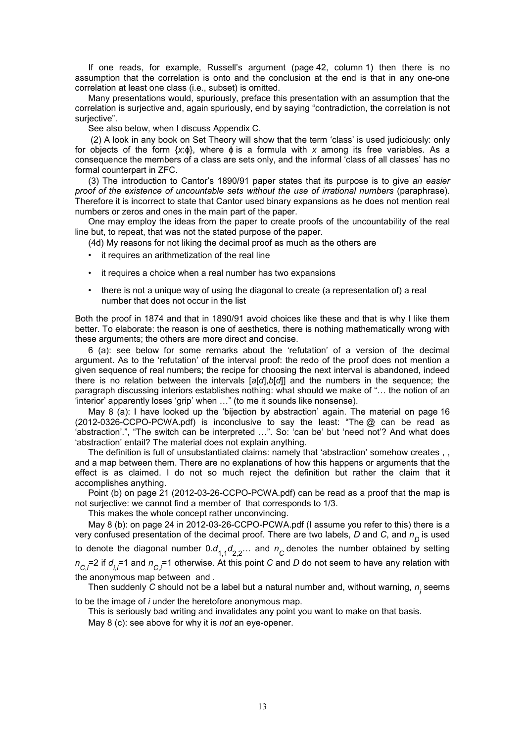If one reads, for example, Russell's argument (page 42, column 1) then there is no assumption that the correlation is onto and the conclusion at the end is that in any one-one correlation at least one class (i.e., subset) is omitted.

Many presentations would, spuriously, preface this presentation with an assumption that the correlation is surjective and, again spuriously, end by saying "contradiction, the correlation is not surjective".

See also below, when I discuss Appendix C.

(2) A look in any book on Set Theory will show that the term 'class' is used judiciously: only for objects of the form $\{x{:}\phi\}$, where $\phi$ is a formula with $x$ among its free variables. As a consequence the members of a class are sets only, and the informal 'class of all classes' has no formal counterpart in ZFC.

(3) The introduction to Cantor's 1890/91 paper states that its purpose is to give *an easier proof of the existence of uncountable sets without the use of irrational numbers* (paraphrase). Therefore it is incorrect to state that Cantor used binary expansions as he does not mention real numbers or zeros and ones in the main part of the paper.

One may employ the ideas from the paper to create proofs of the uncountability of the real line but, to repeat, that was not the stated purpose of the paper.

(4d) My reasons for not liking the decimal proof as much as the others are

- it requires an arithmetization of the real line
- it requires a choice when a real number has two expansions
- there is not a unique way of using the diagonal to create (a representation of) a real number that does not occur in the list

Both the proof in 1874 and that in 1890/91 avoid choices like these and that is why I like them better. To elaborate: the reason is one of aesthetics, there is nothing mathematically wrong with these arguments; the others are more direct and concise.

6 (a): see below for some remarks about the 'refutation' of a version of the decimal argument. As to the 'refutation' of the interval proof: the redo of the proof does not mention a given sequence of real numbers; the recipe for choosing the next interval is abandoned, indeed there is no relation between the intervals $[a[d],b[d]]$ and the numbers in the sequence; the paragraph discussing interiors establishes nothing: what should we make of "… the notion of an 'interior' apparently loses 'grip' when …" (to me it sounds like nonsense).

May 8 (a): I have looked up the 'bijection by abstraction' again. The material on page 16 (2012-0326-CCPO-PCWA.pdf) is inconclusive to say the least: "The @ can be read as 'abstraction'.", "The switch can be interpreted …". So: 'can be' but 'need not'? And what does 'abstraction' entail? The material does not explain anything.

The definition is full of unsubstantiated claims: namely that 'abstraction' somehow creates , , and a map between them. There are no explanations of how this happens or arguments that the effect is as claimed. I do not so much reject the definition but rather the claim that it accomplishes anything.

Point (b) on page 21 (2012-03-26-CCPO-PCWA.pdf) can be read as a proof that the map is not surjective: we cannot find a member of that corresponds to 1/3.

This makes the whole concept rather unconvincing.

May 8 (b): on page 24 in 2012-03-26-CCPO-PCWA.pdf (I assume you refer to this) there is a very confused presentation of the decimal proof. There are two labels, $D$ and $C$, and $n_D$ is used to denote the diagonal number $0.d_{1,1}d_{2,2}\ldots$ and $n_C$ denotes the number obtained by setting $n_{C,i}=2$ if $d_{i,i}=1$ and $n_{C,i}=1$ otherwise. At this point $C$ and $D$ do not seem to have any relation with the anonymous map between and .

Then suddenly $C$ should not be a label but a natural number and, without warning, $n_i$ seems to be the image of $i$ under the heretofore anonymous map.

This is seriously bad writing and invalidates any point you want to make on that basis.

May 8 (c): see above for why it is *not* an eye-opener.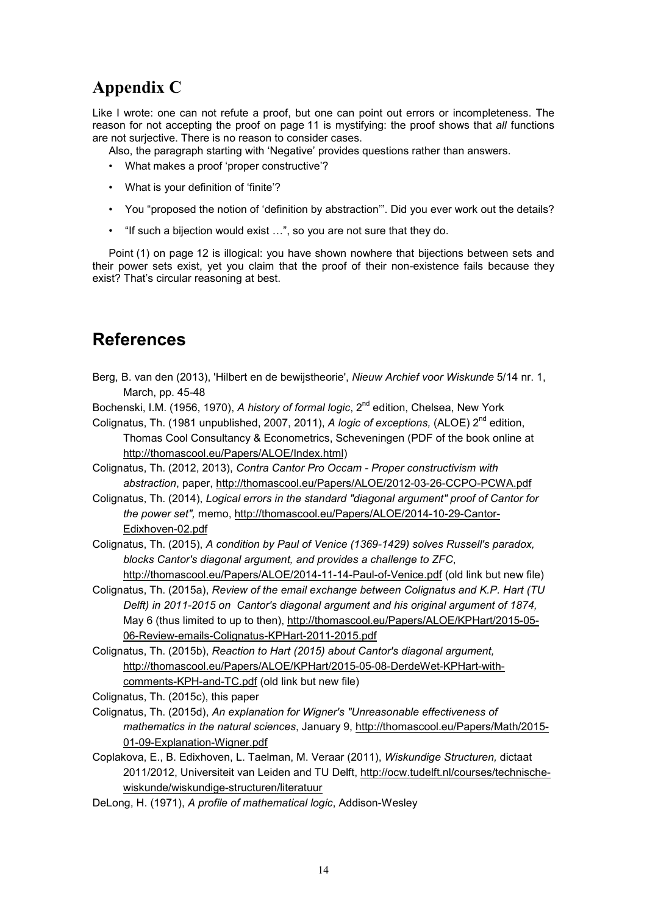## Appendix C

Like I wrote: one can not refute a proof, but one can point out errors or incompleteness. The reason for not accepting the proof on page 11 is mystifying: the proof shows that *all* functions are not surjective. There is no reason to consider cases.

Also, the paragraph starting with 'Negative' provides questions rather than answers.

- What makes a proof 'proper constructive'?
- What is your definition of 'finite'?
- You "proposed the notion of 'definition by abstraction'". Did you ever work out the details?
- "If such a bijection would exist …", so you are not sure that they do.

Point (1) on page 12 is illogical: you have shown nowhere that bijections between sets and their power sets exist, yet you claim that the proof of their non-existence fails because they exist? That's circular reasoning at best.

# References

Berg, B. van den (2013), 'Hilbert en de bewijstheorie', *Nieuw Archief voor Wiskunde* 5/14 nr. 1, March, pp. 45-48

Bochenski, I.M. (1956, 1970), *A history of formal logic*, 2nd edition, Chelsea, New York

Colignatus, Th. (1981 unpublished, 2007, 2011), *A logic of exceptions,* (ALOE) 2nd edition, Thomas Cool Consultancy & Econometrics, Scheveningen (PDF of the book online at http://thomascool.eu/Papers/ALOE/Index.html)

Colignatus, Th. (2012, 2013), *Contra Cantor Pro Occam - Proper constructivism with abstraction*, paper, http://thomascool.eu/Papers/ALOE/2012-03-26-CCPO-PCWA.pdf

Colignatus, Th. (2014), *Logical errors in the standard "diagonal argument" proof of Cantor for the power set",* memo, http://thomascool.eu/Papers/ALOE/2014-10-29-Cantor-Edixhoven-02.pdf

Colignatus, Th. (2015), *A condition by Paul of Venice (1369-1429) solves Russell's paradox, blocks Cantor's diagonal argument, and provides a challenge to ZFC*, http://thomascool.eu/Papers/ALOE/2014-11-14-Paul-of-Venice.pdf (old link but new file)

Colignatus, Th. (2015a), *Review of the email exchange between Colignatus and K.P. Hart (TU Delft) in 2011-2015 on Cantor's diagonal argument and his original argument of 1874,* May 6 (thus limited to up to then), http://thomascool.eu/Papers/ALOE/KPHart/2015-05-06-Review-emails-Colignatus-KPHart-2011-2015.pdf

Colignatus, Th. (2015b), *Reaction to Hart (2015) about Cantor's diagonal argument,* http://thomascool.eu/Papers/ALOE/KPHart/2015-05-08-DerdeWet-KPHart-with-comments-KPH-and-TC.pdf (old link but new file)

Colignatus, Th. (2015c), this paper

Colignatus, Th. (2015d), *An explanation for Wigner's "Unreasonable effectiveness of mathematics in the natural sciences*, January 9, http://thomascool.eu/Papers/Math/2015-01-09-Explanation-Wigner.pdf

Coplakova, E., B. Edixhoven, L. Taelman, M. Veraar (2011), *Wiskundige Structuren,* dictaat 2011/2012, Universiteit van Leiden and TU Delft, http://ocw.tudelft.nl/courses/technische-wiskunde/wiskundige-structuren/literatuur

DeLong, H. (1971), *A profile of mathematical logic*, Addison-Wesley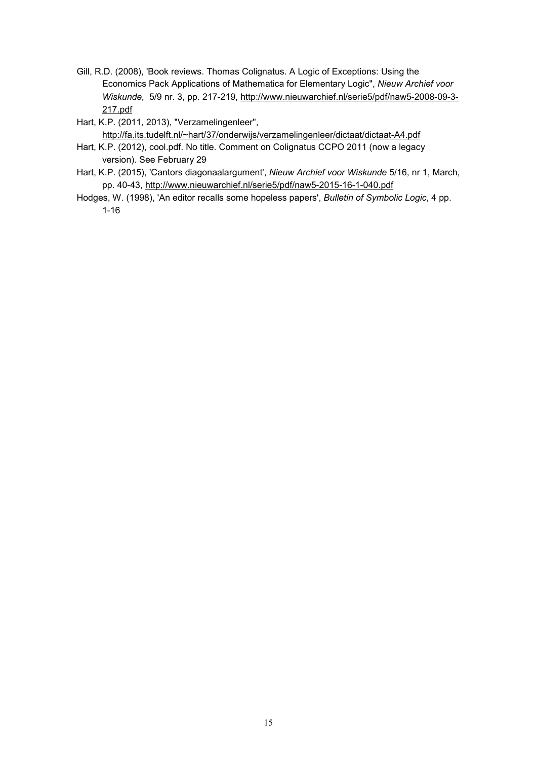Gill, R.D. (2008), 'Book reviews. Thomas Colignatus. A Logic of Exceptions: Using the Economics Pack Applications of Mathematica for Elementary Logic", *Nieuw Archief voor Wiskunde,* 5/9 nr. 3, pp. 217-219, http://www.nieuwarchief.nl/serie5/pdf/naw5-2008-09-3-217.pdf

Hart, K.P. (2011, 2013), "Verzamelingenleer", http://fa.its.tudelft.nl/~hart/37/onderwijs/verzamelingenleer/dictaat/dictaat-A4.pdf

Hart, K.P. (2012), cool.pdf. No title. Comment on Colignatus CCPO 2011 (now a legacy version). See February 29

Hart, K.P. (2015), 'Cantors diagonaalargument', *Nieuw Archief voor Wiskunde* 5/16, nr 1, March, pp. 40-43, http://www.nieuwarchief.nl/serie5/pdf/naw5-2015-16-1-040.pdf

Hodges, W. (1998), 'An editor recalls some hopeless papers', *Bulletin of Symbolic Logic*, 4 pp. 1-16